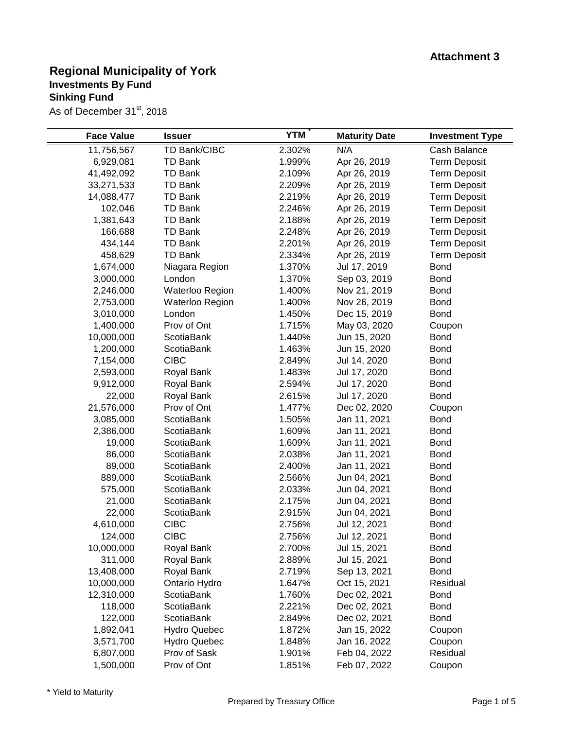**Attachment 3**

# Regional Municipality of York

### Investments By Fund

### Sinking Fund

As of December 31st, 2018

| Face Value | Issuer | YTM * | Maturity Date | Investment Type |
|---|---|---|---|---|
| 11,756,567 | TD Bank/CIBC | 2.302% | N/A | Cash Balance |
| 6,929,081 | TD Bank | 1.999% | Apr 26, 2019 | Term Deposit |
| 41,492,092 | TD Bank | 2.109% | Apr 26, 2019 | Term Deposit |
| 33,271,533 | TD Bank | 2.209% | Apr 26, 2019 | Term Deposit |
| 14,088,477 | TD Bank | 2.219% | Apr 26, 2019 | Term Deposit |
| 102,046 | TD Bank | 2.246% | Apr 26, 2019 | Term Deposit |
| 1,381,643 | TD Bank | 2.188% | Apr 26, 2019 | Term Deposit |
| 166,688 | TD Bank | 2.248% | Apr 26, 2019 | Term Deposit |
| 434,144 | TD Bank | 2.201% | Apr 26, 2019 | Term Deposit |
| 458,629 | TD Bank | 2.334% | Apr 26, 2019 | Term Deposit |
| 1,674,000 | Niagara Region | 1.370% | Jul 17, 2019 | Bond |
| 3,000,000 | London | 1.370% | Sep 03, 2019 | Bond |
| 2,246,000 | Waterloo Region | 1.400% | Nov 21, 2019 | Bond |
| 2,753,000 | Waterloo Region | 1.400% | Nov 26, 2019 | Bond |
| 3,010,000 | London | 1.450% | Dec 15, 2019 | Bond |
| 1,400,000 | Prov of Ont | 1.715% | May 03, 2020 | Coupon |
| 10,000,000 | ScotiaBank | 1.440% | Jun 15, 2020 | Bond |
| 1,200,000 | ScotiaBank | 1.463% | Jun 15, 2020 | Bond |
| 7,154,000 | CIBC | 2.849% | Jul 14, 2020 | Bond |
| 2,593,000 | Royal Bank | 1.483% | Jul 17, 2020 | Bond |
| 9,912,000 | Royal Bank | 2.594% | Jul 17, 2020 | Bond |
| 22,000 | Royal Bank | 2.615% | Jul 17, 2020 | Bond |
| 21,576,000 | Prov of Ont | 1.477% | Dec 02, 2020 | Coupon |
| 3,085,000 | ScotiaBank | 1.505% | Jan 11, 2021 | Bond |
| 2,386,000 | ScotiaBank | 1.609% | Jan 11, 2021 | Bond |
| 19,000 | ScotiaBank | 1.609% | Jan 11, 2021 | Bond |
| 86,000 | ScotiaBank | 2.038% | Jan 11, 2021 | Bond |
| 89,000 | ScotiaBank | 2.400% | Jan 11, 2021 | Bond |
| 889,000 | ScotiaBank | 2.566% | Jun 04, 2021 | Bond |
| 575,000 | ScotiaBank | 2.033% | Jun 04, 2021 | Bond |
| 21,000 | ScotiaBank | 2.175% | Jun 04, 2021 | Bond |
| 22,000 | ScotiaBank | 2.915% | Jun 04, 2021 | Bond |
| 4,610,000 | CIBC | 2.756% | Jul 12, 2021 | Bond |
| 124,000 | CIBC | 2.756% | Jul 12, 2021 | Bond |
| 10,000,000 | Royal Bank | 2.700% | Jul 15, 2021 | Bond |
| 311,000 | Royal Bank | 2.889% | Jul 15, 2021 | Bond |
| 13,408,000 | Royal Bank | 2.719% | Sep 13, 2021 | Bond |
| 10,000,000 | Ontario Hydro | 1.647% | Oct 15, 2021 | Residual |
| 12,310,000 | ScotiaBank | 1.760% | Dec 02, 2021 | Bond |
| 118,000 | ScotiaBank | 2.221% | Dec 02, 2021 | Bond |
| 122,000 | ScotiaBank | 2.849% | Dec 02, 2021 | Bond |
| 1,892,041 | Hydro Quebec | 1.872% | Jan 15, 2022 | Coupon |
| 3,571,700 | Hydro Quebec | 1.848% | Jan 16, 2022 | Coupon |
| 6,807,000 | Prov of Sask | 1.901% | Feb 04, 2022 | Residual |
| 1,500,000 | Prov of Ont | 1.851% | Feb 07, 2022 | Coupon |

\* Yield to Maturity

Prepared by Treasury Office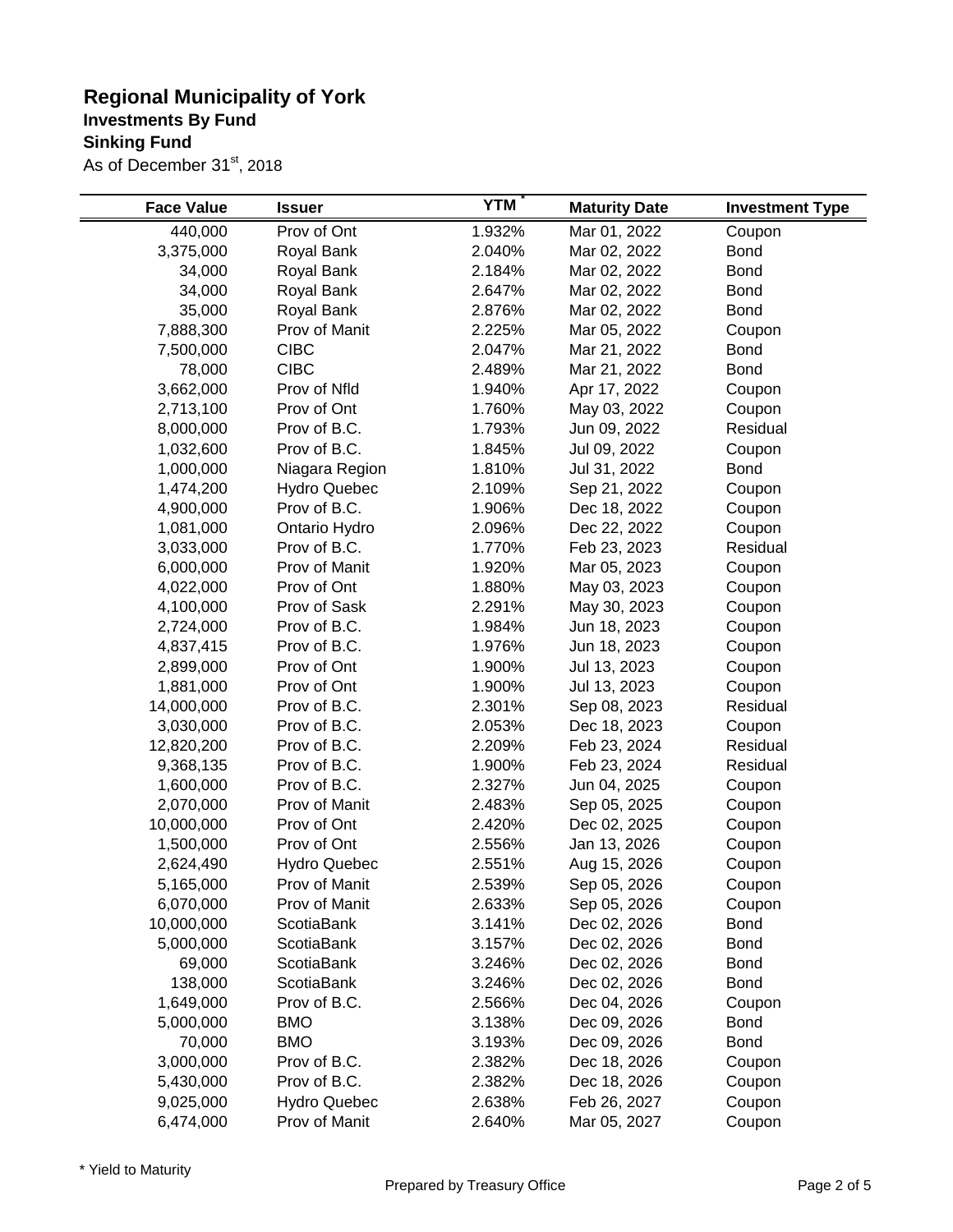# Regional Municipality of York

## Investments By Fund

## Sinking Fund

As of December 31st, 2018

| Face Value | Issuer | YTM * | Maturity Date | Investment Type |
|---|---|---|---|---|
| 440,000 | Prov of Ont | 1.932% | Mar 01, 2022 | Coupon |
| 3,375,000 | Royal Bank | 2.040% | Mar 02, 2022 | Bond |
| 34,000 | Royal Bank | 2.184% | Mar 02, 2022 | Bond |
| 34,000 | Royal Bank | 2.647% | Mar 02, 2022 | Bond |
| 35,000 | Royal Bank | 2.876% | Mar 02, 2022 | Bond |
| 7,888,300 | Prov of Manit | 2.225% | Mar 05, 2022 | Coupon |
| 7,500,000 | CIBC | 2.047% | Mar 21, 2022 | Bond |
| 78,000 | CIBC | 2.489% | Mar 21, 2022 | Bond |
| 3,662,000 | Prov of Nfld | 1.940% | Apr 17, 2022 | Coupon |
| 2,713,100 | Prov of Ont | 1.760% | May 03, 2022 | Coupon |
| 8,000,000 | Prov of B.C. | 1.793% | Jun 09, 2022 | Residual |
| 1,032,600 | Prov of B.C. | 1.845% | Jul 09, 2022 | Coupon |
| 1,000,000 | Niagara Region | 1.810% | Jul 31, 2022 | Bond |
| 1,474,200 | Hydro Quebec | 2.109% | Sep 21, 2022 | Coupon |
| 4,900,000 | Prov of B.C. | 1.906% | Dec 18, 2022 | Coupon |
| 1,081,000 | Ontario Hydro | 2.096% | Dec 22, 2022 | Coupon |
| 3,033,000 | Prov of B.C. | 1.770% | Feb 23, 2023 | Residual |
| 6,000,000 | Prov of Manit | 1.920% | Mar 05, 2023 | Coupon |
| 4,022,000 | Prov of Ont | 1.880% | May 03, 2023 | Coupon |
| 4,100,000 | Prov of Sask | 2.291% | May 30, 2023 | Coupon |
| 2,724,000 | Prov of B.C. | 1.984% | Jun 18, 2023 | Coupon |
| 4,837,415 | Prov of B.C. | 1.976% | Jun 18, 2023 | Coupon |
| 2,899,000 | Prov of Ont | 1.900% | Jul 13, 2023 | Coupon |
| 1,881,000 | Prov of Ont | 1.900% | Jul 13, 2023 | Coupon |
| 14,000,000 | Prov of B.C. | 2.301% | Sep 08, 2023 | Residual |
| 3,030,000 | Prov of B.C. | 2.053% | Dec 18, 2023 | Coupon |
| 12,820,200 | Prov of B.C. | 2.209% | Feb 23, 2024 | Residual |
| 9,368,135 | Prov of B.C. | 1.900% | Feb 23, 2024 | Residual |
| 1,600,000 | Prov of B.C. | 2.327% | Jun 04, 2025 | Coupon |
| 2,070,000 | Prov of Manit | 2.483% | Sep 05, 2025 | Coupon |
| 10,000,000 | Prov of Ont | 2.420% | Dec 02, 2025 | Coupon |
| 1,500,000 | Prov of Ont | 2.556% | Jan 13, 2026 | Coupon |
| 2,624,490 | Hydro Quebec | 2.551% | Aug 15, 2026 | Coupon |
| 5,165,000 | Prov of Manit | 2.539% | Sep 05, 2026 | Coupon |
| 6,070,000 | Prov of Manit | 2.633% | Sep 05, 2026 | Coupon |
| 10,000,000 | ScotiaBank | 3.141% | Dec 02, 2026 | Bond |
| 5,000,000 | ScotiaBank | 3.157% | Dec 02, 2026 | Bond |
| 69,000 | ScotiaBank | 3.246% | Dec 02, 2026 | Bond |
| 138,000 | ScotiaBank | 3.246% | Dec 02, 2026 | Bond |
| 1,649,000 | Prov of B.C. | 2.566% | Dec 04, 2026 | Coupon |
| 5,000,000 | BMO | 3.138% | Dec 09, 2026 | Bond |
| 70,000 | BMO | 3.193% | Dec 09, 2026 | Bond |
| 3,000,000 | Prov of B.C. | 2.382% | Dec 18, 2026 | Coupon |
| 5,430,000 | Prov of B.C. | 2.382% | Dec 18, 2026 | Coupon |
| 9,025,000 | Hydro Quebec | 2.638% | Feb 26, 2027 | Coupon |
| 6,474,000 | Prov of Manit | 2.640% | Mar 05, 2027 | Coupon |

* Yield to Maturity

Prepared by Treasury Office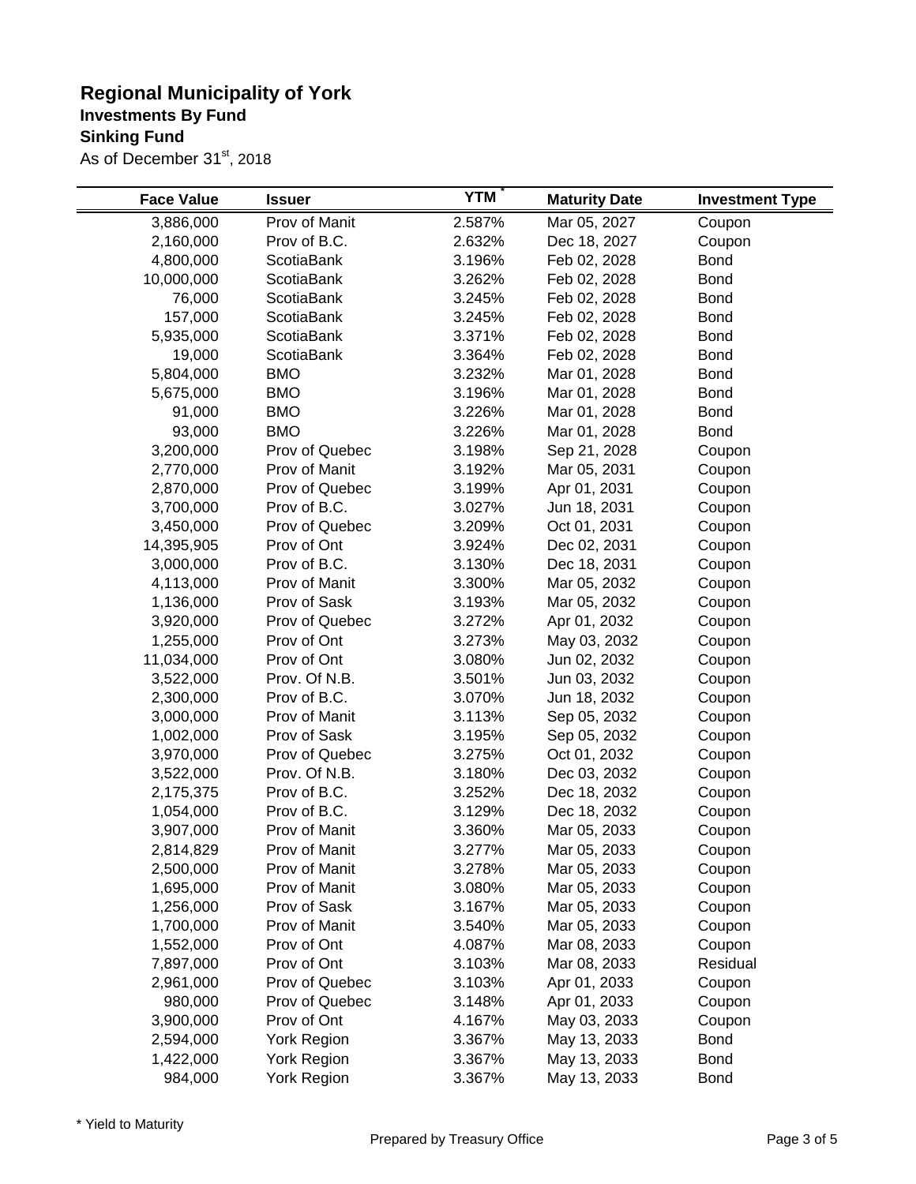## Regional Municipality of York

### Investments By Fund

### Sinking Fund

As of December 31st, 2018

| Face Value | Issuer | YTM * | Maturity Date | Investment Type |
|---|---|---|---|---|
| 3,886,000 | Prov of Manit | 2.587% | Mar 05, 2027 | Coupon |
| 2,160,000 | Prov of B.C. | 2.632% | Dec 18, 2027 | Coupon |
| 4,800,000 | ScotiaBank | 3.196% | Feb 02, 2028 | Bond |
| 10,000,000 | ScotiaBank | 3.262% | Feb 02, 2028 | Bond |
| 76,000 | ScotiaBank | 3.245% | Feb 02, 2028 | Bond |
| 157,000 | ScotiaBank | 3.245% | Feb 02, 2028 | Bond |
| 5,935,000 | ScotiaBank | 3.371% | Feb 02, 2028 | Bond |
| 19,000 | ScotiaBank | 3.364% | Feb 02, 2028 | Bond |
| 5,804,000 | BMO | 3.232% | Mar 01, 2028 | Bond |
| 5,675,000 | BMO | 3.196% | Mar 01, 2028 | Bond |
| 91,000 | BMO | 3.226% | Mar 01, 2028 | Bond |
| 93,000 | BMO | 3.226% | Mar 01, 2028 | Bond |
| 3,200,000 | Prov of Quebec | 3.198% | Sep 21, 2028 | Coupon |
| 2,770,000 | Prov of Manit | 3.192% | Mar 05, 2031 | Coupon |
| 2,870,000 | Prov of Quebec | 3.199% | Apr 01, 2031 | Coupon |
| 3,700,000 | Prov of B.C. | 3.027% | Jun 18, 2031 | Coupon |
| 3,450,000 | Prov of Quebec | 3.209% | Oct 01, 2031 | Coupon |
| 14,395,905 | Prov of Ont | 3.924% | Dec 02, 2031 | Coupon |
| 3,000,000 | Prov of B.C. | 3.130% | Dec 18, 2031 | Coupon |
| 4,113,000 | Prov of Manit | 3.300% | Mar 05, 2032 | Coupon |
| 1,136,000 | Prov of Sask | 3.193% | Mar 05, 2032 | Coupon |
| 3,920,000 | Prov of Quebec | 3.272% | Apr 01, 2032 | Coupon |
| 1,255,000 | Prov of Ont | 3.273% | May 03, 2032 | Coupon |
| 11,034,000 | Prov of Ont | 3.080% | Jun 02, 2032 | Coupon |
| 3,522,000 | Prov. Of N.B. | 3.501% | Jun 03, 2032 | Coupon |
| 2,300,000 | Prov of B.C. | 3.070% | Jun 18, 2032 | Coupon |
| 3,000,000 | Prov of Manit | 3.113% | Sep 05, 2032 | Coupon |
| 1,002,000 | Prov of Sask | 3.195% | Sep 05, 2032 | Coupon |
| 3,970,000 | Prov of Quebec | 3.275% | Oct 01, 2032 | Coupon |
| 3,522,000 | Prov. Of N.B. | 3.180% | Dec 03, 2032 | Coupon |
| 2,175,375 | Prov of B.C. | 3.252% | Dec 18, 2032 | Coupon |
| 1,054,000 | Prov of B.C. | 3.129% | Dec 18, 2032 | Coupon |
| 3,907,000 | Prov of Manit | 3.360% | Mar 05, 2033 | Coupon |
| 2,814,829 | Prov of Manit | 3.277% | Mar 05, 2033 | Coupon |
| 2,500,000 | Prov of Manit | 3.278% | Mar 05, 2033 | Coupon |
| 1,695,000 | Prov of Manit | 3.080% | Mar 05, 2033 | Coupon |
| 1,256,000 | Prov of Sask | 3.167% | Mar 05, 2033 | Coupon |
| 1,700,000 | Prov of Manit | 3.540% | Mar 05, 2033 | Coupon |
| 1,552,000 | Prov of Ont | 4.087% | Mar 08, 2033 | Coupon |
| 7,897,000 | Prov of Ont | 3.103% | Mar 08, 2033 | Residual |
| 2,961,000 | Prov of Quebec | 3.103% | Apr 01, 2033 | Coupon |
| 980,000 | Prov of Quebec | 3.148% | Apr 01, 2033 | Coupon |
| 3,900,000 | Prov of Ont | 4.167% | May 03, 2033 | Coupon |
| 2,594,000 | York Region | 3.367% | May 13, 2033 | Bond |
| 1,422,000 | York Region | 3.367% | May 13, 2033 | Bond |
| 984,000 | York Region | 3.367% | May 13, 2033 | Bond |

* Yield to Maturity

Prepared by Treasury Office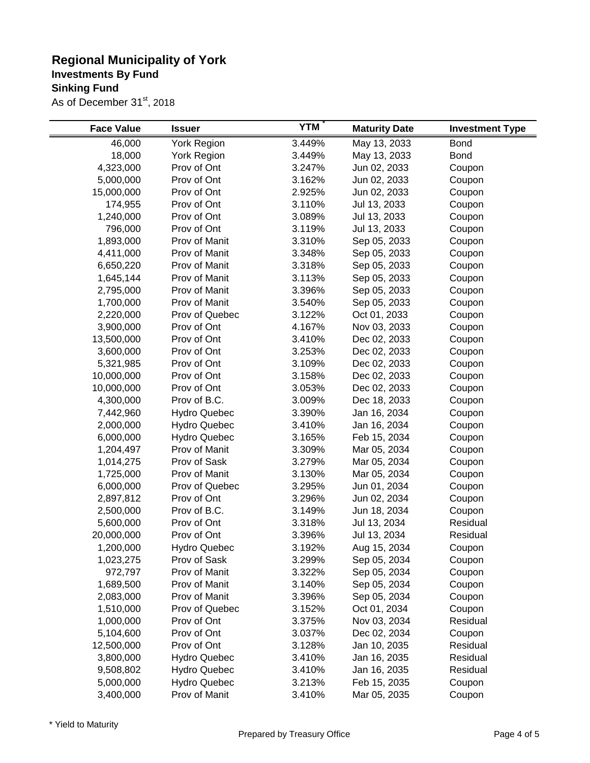## Regional Municipality of York

### Investments By Fund

### Sinking Fund

As of December 31st, 2018

| Face Value | Issuer | YTM * | Maturity Date | Investment Type |
|---|---|---|---|---|
| 46,000 | York Region | 3.449% | May 13, 2033 | Bond |
| 18,000 | York Region | 3.449% | May 13, 2033 | Bond |
| 4,323,000 | Prov of Ont | 3.247% | Jun 02, 2033 | Coupon |
| 5,000,000 | Prov of Ont | 3.162% | Jun 02, 2033 | Coupon |
| 15,000,000 | Prov of Ont | 2.925% | Jun 02, 2033 | Coupon |
| 174,955 | Prov of Ont | 3.110% | Jul 13, 2033 | Coupon |
| 1,240,000 | Prov of Ont | 3.089% | Jul 13, 2033 | Coupon |
| 796,000 | Prov of Ont | 3.119% | Jul 13, 2033 | Coupon |
| 1,893,000 | Prov of Manit | 3.310% | Sep 05, 2033 | Coupon |
| 4,411,000 | Prov of Manit | 3.348% | Sep 05, 2033 | Coupon |
| 6,650,220 | Prov of Manit | 3.318% | Sep 05, 2033 | Coupon |
| 1,645,144 | Prov of Manit | 3.113% | Sep 05, 2033 | Coupon |
| 2,795,000 | Prov of Manit | 3.396% | Sep 05, 2033 | Coupon |
| 1,700,000 | Prov of Manit | 3.540% | Sep 05, 2033 | Coupon |
| 2,220,000 | Prov of Quebec | 3.122% | Oct 01, 2033 | Coupon |
| 3,900,000 | Prov of Ont | 4.167% | Nov 03, 2033 | Coupon |
| 13,500,000 | Prov of Ont | 3.410% | Dec 02, 2033 | Coupon |
| 3,600,000 | Prov of Ont | 3.253% | Dec 02, 2033 | Coupon |
| 5,321,985 | Prov of Ont | 3.109% | Dec 02, 2033 | Coupon |
| 10,000,000 | Prov of Ont | 3.158% | Dec 02, 2033 | Coupon |
| 10,000,000 | Prov of Ont | 3.053% | Dec 02, 2033 | Coupon |
| 4,300,000 | Prov of B.C. | 3.009% | Dec 18, 2033 | Coupon |
| 7,442,960 | Hydro Quebec | 3.390% | Jan 16, 2034 | Coupon |
| 2,000,000 | Hydro Quebec | 3.410% | Jan 16, 2034 | Coupon |
| 6,000,000 | Hydro Quebec | 3.165% | Feb 15, 2034 | Coupon |
| 1,204,497 | Prov of Manit | 3.309% | Mar 05, 2034 | Coupon |
| 1,014,275 | Prov of Sask | 3.279% | Mar 05, 2034 | Coupon |
| 1,725,000 | Prov of Manit | 3.130% | Mar 05, 2034 | Coupon |
| 6,000,000 | Prov of Quebec | 3.295% | Jun 01, 2034 | Coupon |
| 2,897,812 | Prov of Ont | 3.296% | Jun 02, 2034 | Coupon |
| 2,500,000 | Prov of B.C. | 3.149% | Jun 18, 2034 | Coupon |
| 5,600,000 | Prov of Ont | 3.318% | Jul 13, 2034 | Residual |
| 20,000,000 | Prov of Ont | 3.396% | Jul 13, 2034 | Residual |
| 1,200,000 | Hydro Quebec | 3.192% | Aug 15, 2034 | Coupon |
| 1,023,275 | Prov of Sask | 3.299% | Sep 05, 2034 | Coupon |
| 972,797 | Prov of Manit | 3.322% | Sep 05, 2034 | Coupon |
| 1,689,500 | Prov of Manit | 3.140% | Sep 05, 2034 | Coupon |
| 2,083,000 | Prov of Manit | 3.396% | Sep 05, 2034 | Coupon |
| 1,510,000 | Prov of Quebec | 3.152% | Oct 01, 2034 | Coupon |
| 1,000,000 | Prov of Ont | 3.375% | Nov 03, 2034 | Residual |
| 5,104,600 | Prov of Ont | 3.037% | Dec 02, 2034 | Coupon |
| 12,500,000 | Prov of Ont | 3.128% | Jan 10, 2035 | Residual |
| 3,800,000 | Hydro Quebec | 3.410% | Jan 16, 2035 | Residual |
| 9,508,802 | Hydro Quebec | 3.410% | Jan 16, 2035 | Residual |
| 5,000,000 | Hydro Quebec | 3.213% | Feb 15, 2035 | Coupon |
| 3,400,000 | Prov of Manit | 3.410% | Mar 05, 2035 | Coupon |

\* Yield to Maturity

Prepared by Treasury Office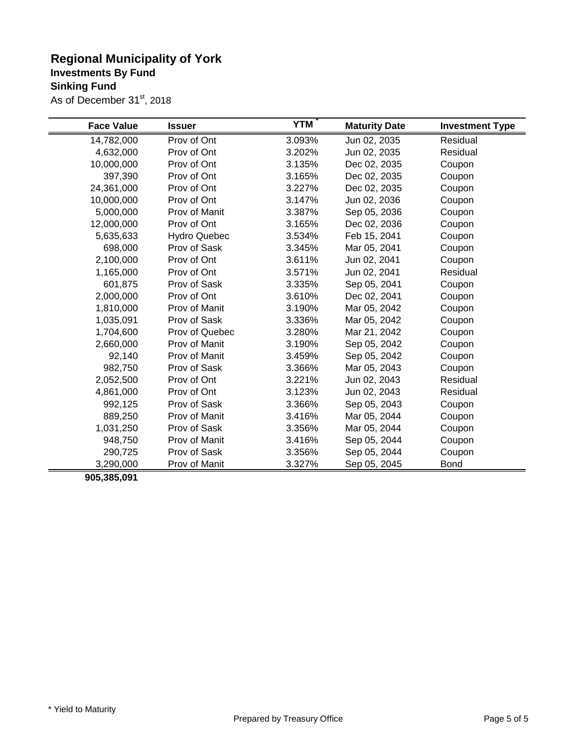# Regional Municipality of York

## Investments By Fund

### Sinking Fund

As of December 31st, 2018

| Face Value | Issuer | YTM * | Maturity Date | Investment Type |
|---|---|---|---|---|
| 14,782,000 | Prov of Ont | 3.093% | Jun 02, 2035 | Residual |
| 4,632,000 | Prov of Ont | 3.202% | Jun 02, 2035 | Residual |
| 10,000,000 | Prov of Ont | 3.135% | Dec 02, 2035 | Coupon |
| 397,390 | Prov of Ont | 3.165% | Dec 02, 2035 | Coupon |
| 24,361,000 | Prov of Ont | 3.227% | Dec 02, 2035 | Coupon |
| 10,000,000 | Prov of Ont | 3.147% | Jun 02, 2036 | Coupon |
| 5,000,000 | Prov of Manit | 3.387% | Sep 05, 2036 | Coupon |
| 12,000,000 | Prov of Ont | 3.165% | Dec 02, 2036 | Coupon |
| 5,635,633 | Hydro Quebec | 3.534% | Feb 15, 2041 | Coupon |
| 698,000 | Prov of Sask | 3.345% | Mar 05, 2041 | Coupon |
| 2,100,000 | Prov of Ont | 3.611% | Jun 02, 2041 | Coupon |
| 1,165,000 | Prov of Ont | 3.571% | Jun 02, 2041 | Residual |
| 601,875 | Prov of Sask | 3.335% | Sep 05, 2041 | Coupon |
| 2,000,000 | Prov of Ont | 3.610% | Dec 02, 2041 | Coupon |
| 1,810,000 | Prov of Manit | 3.190% | Mar 05, 2042 | Coupon |
| 1,035,091 | Prov of Sask | 3.336% | Mar 05, 2042 | Coupon |
| 1,704,600 | Prov of Quebec | 3.280% | Mar 21, 2042 | Coupon |
| 2,660,000 | Prov of Manit | 3.190% | Sep 05, 2042 | Coupon |
| 92,140 | Prov of Manit | 3.459% | Sep 05, 2042 | Coupon |
| 982,750 | Prov of Sask | 3.366% | Mar 05, 2043 | Coupon |
| 2,052,500 | Prov of Ont | 3.221% | Jun 02, 2043 | Residual |
| 4,861,000 | Prov of Ont | 3.123% | Jun 02, 2043 | Residual |
| 992,125 | Prov of Sask | 3.366% | Sep 05, 2043 | Coupon |
| 889,250 | Prov of Manit | 3.416% | Mar 05, 2044 | Coupon |
| 1,031,250 | Prov of Sask | 3.356% | Mar 05, 2044 | Coupon |
| 948,750 | Prov of Manit | 3.416% | Sep 05, 2044 | Coupon |
| 290,725 | Prov of Sask | 3.356% | Sep 05, 2044 | Coupon |
| 3,290,000 | Prov of Manit | 3.327% | Sep 05, 2045 | Bond |
| **905,385,091** | | | | |

\* Yield to Maturity

Prepared by Treasury Office